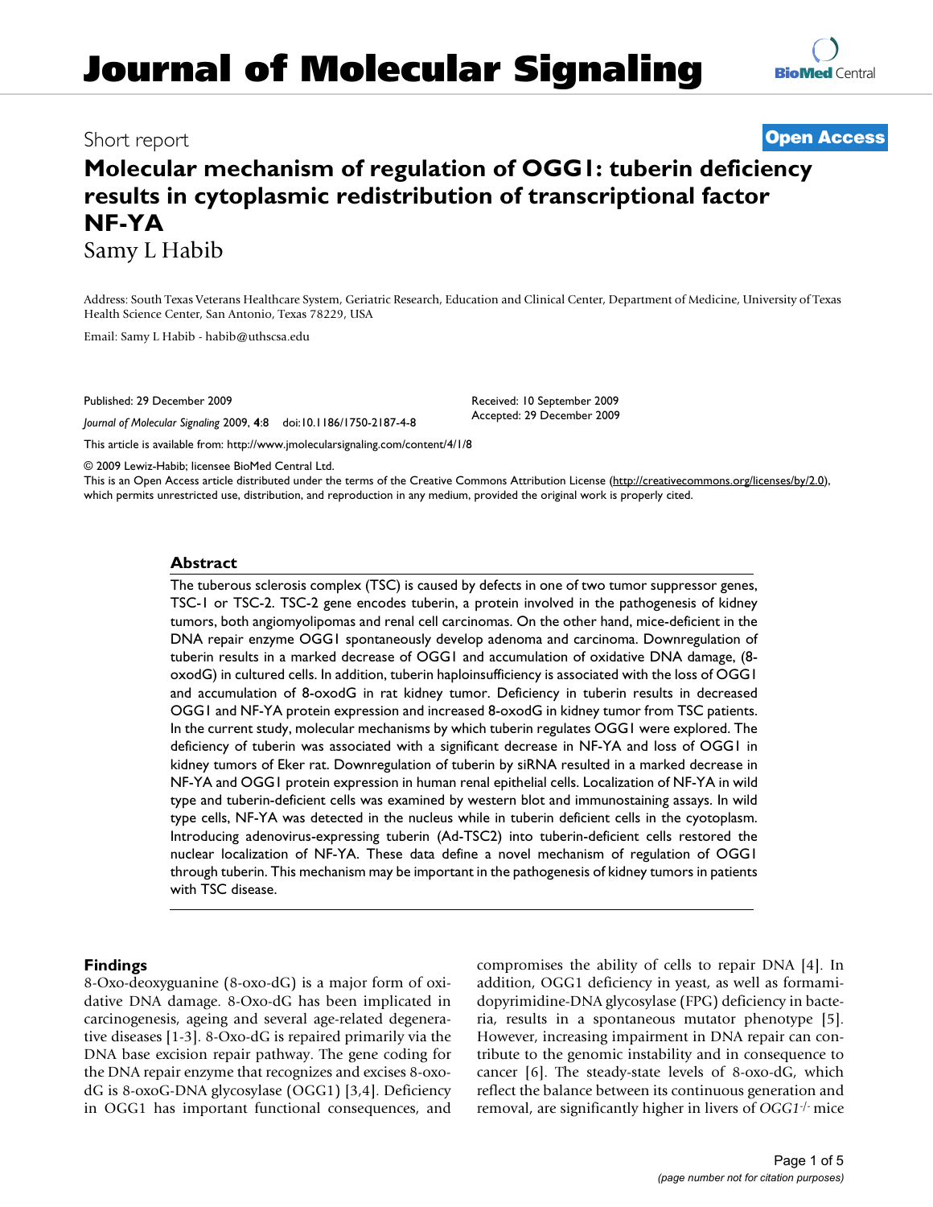# Molecular mechanism of regulation of OGG1: tuberin deficiency results in cytoplasmic redistribution of transcriptional factor NF-YA

Samy L Habib

Address: South Texas Veterans Healthcare System, Geriatric Research, Education and Clinical Center, Department of Medicine, University of Texas Health Science Center, San Antonio, Texas 78229, USA

Email: Samy L Habib - habib@uthscsa.edu

Published: 29 December 2009

*Journal of Molecular Signaling* 2009, **4**:8 doi:10.1186/1750-2187-4-8

Received: 10 September 2009
Accepted: 29 December 2009

This article is available from: http://www.jmolecularsignaling.com/content/4/1/8

© 2009 Lewiz-Habib; licensee BioMed Central Ltd.
This is an Open Access article distributed under the terms of the Creative Commons Attribution License (http://creativecommons.org/licenses/by/2.0), which permits unrestricted use, distribution, and reproduction in any medium, provided the original work is properly cited.

## Abstract

The tuberous sclerosis complex (TSC) is caused by defects in one of two tumor suppressor genes, TSC-1 or TSC-2. TSC-2 gene encodes tuberin, a protein involved in the pathogenesis of kidney tumors, both angiomyolipomas and renal cell carcinomas. On the other hand, mice-deficient in the DNA repair enzyme OGG1 spontaneously develop adenoma and carcinoma. Downregulation of tuberin results in a marked decrease of OGG1 and accumulation of oxidative DNA damage, (8-oxodG) in cultured cells. In addition, tuberin haploinsufficiency is associated with the loss of OGG1 and accumulation of 8-oxodG in rat kidney tumor. Deficiency in tuberin results in decreased OGG1 and NF-YA protein expression and increased 8-oxodG in kidney tumor from TSC patients. In the current study, molecular mechanisms by which tuberin regulates OGG1 were explored. The deficiency of tuberin was associated with a significant decrease in NF-YA and loss of OGG1 in kidney tumors of Eker rat. Downregulation of tuberin by siRNA resulted in a marked decrease in NF-YA and OGG1 protein expression in human renal epithelial cells. Localization of NF-YA in wild type and tuberin-deficient cells was examined by western blot and immunostaining assays. In wild type cells, NF-YA was detected in the nucleus while in tuberin deficient cells in the cytoplasm. Introducing adenovirus-expressing tuberin (Ad-TSC2) into tuberin-deficient cells restored the nuclear localization of NF-YA. These data define a novel mechanism of regulation of OGG1 through tuberin. This mechanism may be important in the pathogenesis of kidney tumors in patients with TSC disease.

## Findings

8-Oxo-deoxyguanine (8-oxo-dG) is a major form of oxidative DNA damage. 8-Oxo-dG has been implicated in carcinogenesis, ageing and several age-related degenerative diseases [1-3]. 8-Oxo-dG is repaired primarily via the DNA base excision repair pathway. The gene coding for the DNA repair enzyme that recognizes and excises 8-oxo-dG is 8-oxoG-DNA glycosylase (OGG1) [3,4]. Deficiency in OGG1 has important functional consequences, and compromises the ability of cells to repair DNA [4]. In addition, OGG1 deficiency in yeast, as well as formamidopyrimidine-DNA glycosylase (FPG) deficiency in bacteria, results in a spontaneous mutator phenotype [5]. However, increasing impairment in DNA repair can contribute to the genomic instability and in consequence to cancer [6]. The steady-state levels of 8-oxo-dG, which reflect the balance between its continuous generation and removal, are significantly higher in livers of *OGG1*$^{-/-}$ mice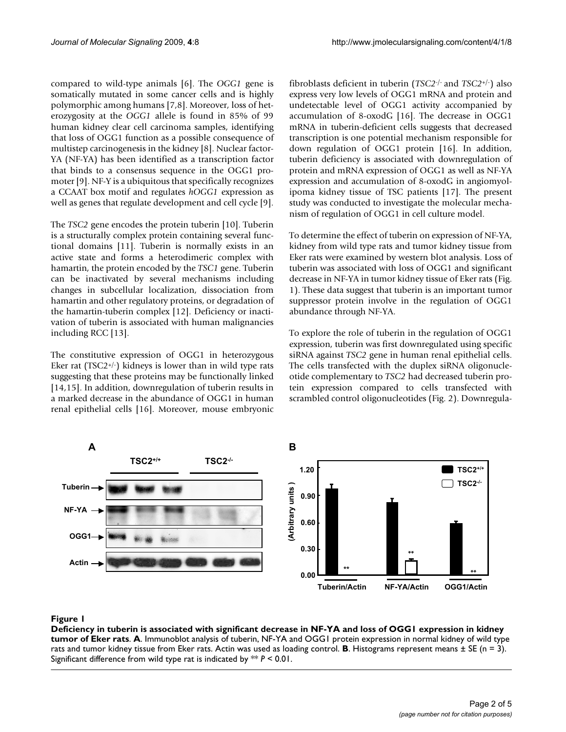compared to wild-type animals [6]. The *OGG1* gene is somatically mutated in some cancer cells and is highly polymorphic among humans [7,8]. Moreover, loss of heterozygosity at the *OGG1* allele is found in 85% of 99 human kidney clear cell carcinoma samples, identifying that loss of OGG1 function as a possible consequence of multistep carcinogenesis in the kidney [8]. Nuclear factor-YA (NF-YA) has been identified as a transcription factor that binds to a consensus sequence in the OGG1 promoter [9]. NF-Y is a ubiquitous that specifically recognizes a CCAAT box motif and regulates *hOGG1* expression as well as genes that regulate development and cell cycle [9].

The *TSC2* gene encodes the protein tuberin [10]. Tuberin is a structurally complex protein containing several functional domains [11]. Tuberin is normally exists in an active state and forms a heterodimeric complex with hamartin, the protein encoded by the *TSC1* gene. Tuberin can be inactivated by several mechanisms including changes in subcellular localization, dissociation from hamartin and other regulatory proteins, or degradation of the hamartin-tuberin complex [12]. Deficiency or inactivation of tuberin is associated with human malignancies including RCC [13].

The constitutive expression of OGG1 in heterozygous Eker rat ($TSC2^{+/-}$) kidneys is lower than in wild type rats suggesting that these proteins may be functionally linked [14,15]. In addition, downregulation of tuberin results in a marked decrease in the abundance of OGG1 in human renal epithelial cells [16]. Moreover, mouse embryonic fibroblasts deficient in tuberin ($TSC2^{-/-}$ and $TSC2^{+/-}$) also express very low levels of OGG1 mRNA and protein and undetectable level of OGG1 activity accompanied by accumulation of 8-oxodG [16]. The decrease in OGG1 mRNA in tuberin-deficient cells suggests that decreased transcription is one potential mechanism responsible for down regulation of OGG1 protein [16]. In addition, tuberin deficiency is associated with downregulation of protein and mRNA expression of OGG1 as well as NF-YA expression and accumulation of 8-oxodG in angiomyolipoma kidney tissue of TSC patients [17]. The present study was conducted to investigate the molecular mechanism of regulation of OGG1 in cell culture model.

To determine the effect of tuberin on expression of NF-YA, kidney from wild type rats and tumor kidney tissue from Eker rats were examined by western blot analysis. Loss of tuberin was associated with loss of OGG1 and significant decrease in NF-YA in tumor kidney tissue of Eker rats (Fig. 1). These data suggest that tuberin is an important tumor suppressor protein involve in the regulation of OGG1 abundance through NF-YA.

To explore the role of tuberin in the regulation of OGG1 expression, tuberin was first downregulated using specific siRNA against *TSC2* gene in human renal epithelial cells. The cells transfected with the duplex siRNA oligonucleotide complementary to *TSC2* had decreased tuberin protein expression compared to cells transfected with scrambled control oligonucleotides (Fig. 2). Downregula-

**Figure 1**

**Deficiency in tuberin is associated with significant decrease in NF-YA and loss of OGG1 expression in kidney tumor of Eker rats**. **A**. Immunoblot analysis of tuberin, NF-YA and OGG1 protein expression in normal kidney of wild type rats and tumor kidney tissue from Eker rats. Actin was used as loading control. **B**. Histograms represent means ± SE (n = 3). Significant difference from wild type rat is indicated by ** $P < 0.01$.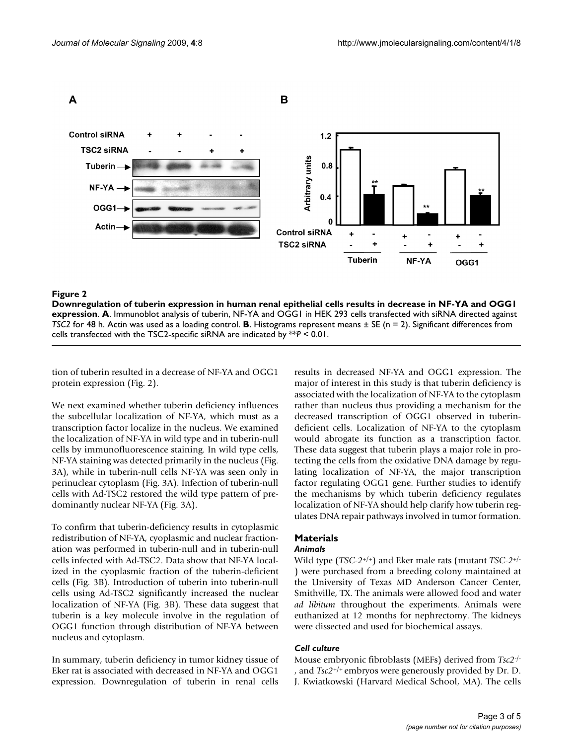**Figure 2**

**Downregulation of tuberin expression in human renal epithelial cells results in decrease in NF-YA and OGG1 expression**. **A**. Immunoblot analysis of tuberin, NF-YA and OGG1 in HEK 293 cells transfected with siRNA directed against *TSC2* for 48 h. Actin was used as a loading control. **B**. Histograms represent means ± SE (n = 2). Significant differences from cells transfected with the TSC2-specific siRNA are indicated by \*\**P* < 0.01.

tion of tuberin resulted in a decrease of NF-YA and OGG1 protein expression (Fig. 2).

We next examined whether tuberin deficiency influences the subcellular localization of NF-YA, which must as a transcription factor localize in the nucleus. We examined the localization of NF-YA in wild type and in tuberin-null cells by immunofluorescence staining. In wild type cells, NF-YA staining was detected primarily in the nucleus (Fig. 3A), while in tuberin-null cells NF-YA was seen only in perinuclear cytoplasm (Fig. 3A). Infection of tuberin-null cells with Ad-TSC2 restored the wild type pattern of predominantly nuclear NF-YA (Fig. 3A).

To confirm that tuberin-deficiency results in cytoplasmic redistribution of NF-YA, cyoplasmic and nuclear fractionation was performed in tuberin-null and in tuberin-null cells infected with Ad-TSC2. Data show that NF-YA localized in the cyoplasmic fraction of the tuberin-deficient cells (Fig. 3B). Introduction of tuberin into tuberin-null cells using Ad-TSC2 significantly increased the nuclear localization of NF-YA (Fig. 3B). These data suggest that tuberin is a key molecule involve in the regulation of OGG1 function through distribution of NF-YA between nucleus and cytoplasm.

In summary, tuberin deficiency in tumor kidney tissue of Eker rat is associated with decreased in NF-YA and OGG1 expression. Downregulation of tuberin in renal cells results in decreased NF-YA and OGG1 expression. The major of interest in this study is that tuberin deficiency is associated with the localization of NF-YA to the cytoplasm rather than nucleus thus providing a mechanism for the decreased transcription of OGG1 observed in tuberin-deficient cells. Localization of NF-YA to the cytoplasm would abrogate its function as a transcription factor. These data suggest that tuberin plays a major role in protecting the cells from the oxidative DNA damage by regulating localization of NF-YA, the major transcription factor regulating OGG1 gene. Further studies to identify the mechanisms by which tuberin deficiency regulates localization of NF-YA should help clarify how tuberin regulates DNA repair pathways involved in tumor formation.

## Materials

### *Animals*

Wild type (*TSC-2*$^{+/+}$) and Eker male rats (mutant *TSC-2*$^{+/-}$) were purchased from a breeding colony maintained at the University of Texas MD Anderson Cancer Center, Smithville, TX. The animals were allowed food and water *ad libitum* throughout the experiments. Animals were euthanized at 12 months for nephrectomy. The kidneys were dissected and used for biochemical assays.

### *Cell culture*

Mouse embryonic fibroblasts (MEFs) derived from *Tsc2*$^{-/-}$, and *Tsc2*$^{+/+}$ embryos were generously provided by Dr. D. J. Kwiatkowski (Harvard Medical School, MA). The cells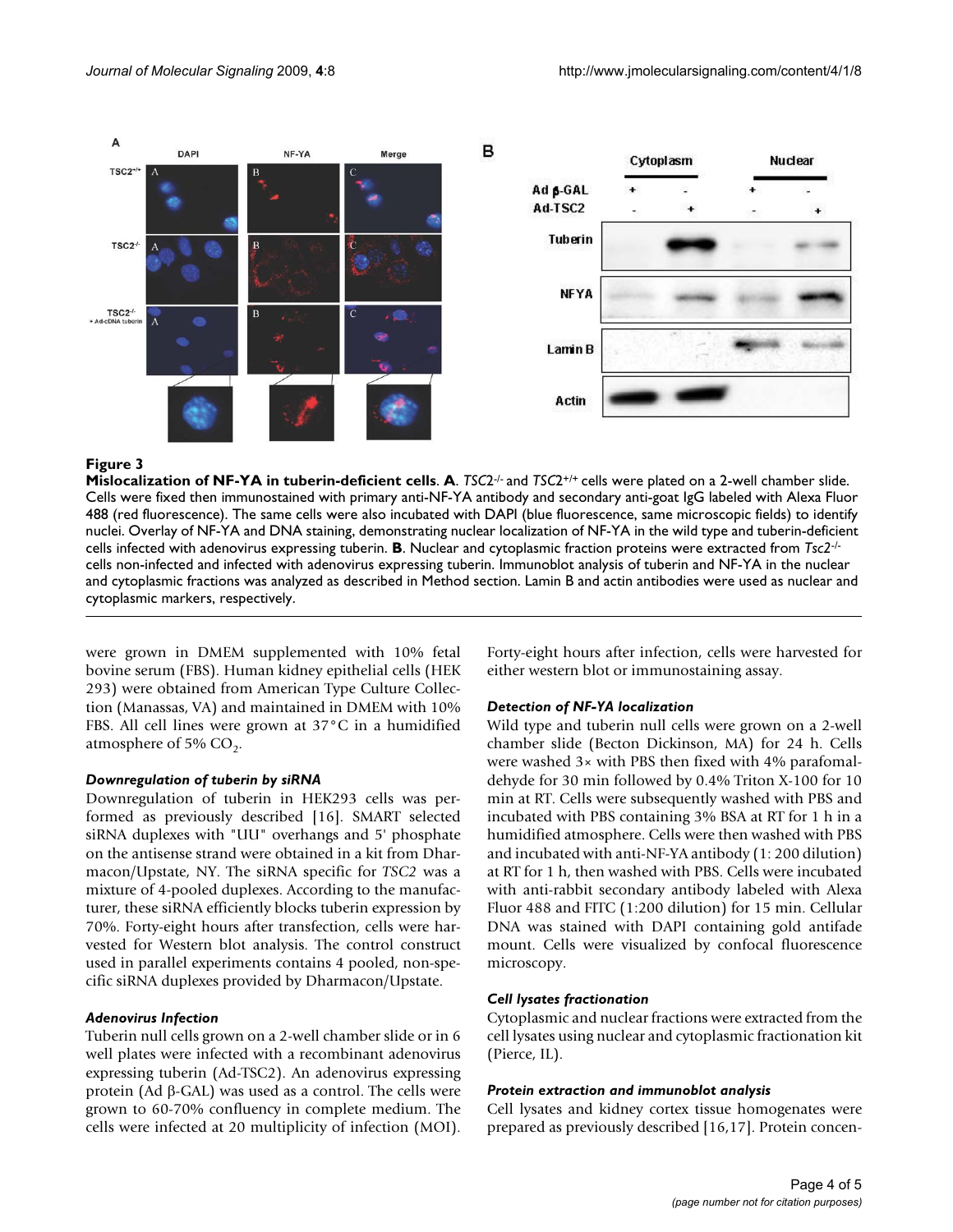**Figure 3**

**Mislocalization of NF-YA in tuberin-deficient cells**. **A**. *TSC2*[-/-] and *TSC2*[+/+] cells were plated on a 2-well chamber slide. Cells were fixed then immunostained with primary anti-NF-YA antibody and secondary anti-goat IgG labeled with Alexa Fluor 488 (red fluorescence). The same cells were also incubated with DAPI (blue fluorescence, same microscopic fields) to identify nuclei. Overlay of NF-YA and DNA staining, demonstrating nuclear localization of NF-YA in the wild type and tuberin-deficient cells infected with adenovirus expressing tuberin. **B**. Nuclear and cytoplasmic fraction proteins were extracted from *Tsc2*[-/-] cells non-infected and infected with adenovirus expressing tuberin. Immunoblot analysis of tuberin and NF-YA in the nuclear and cytoplasmic fractions was analyzed as described in Method section. Lamin B and actin antibodies were used as nuclear and cytoplasmic markers, respectively.

were grown in DMEM supplemented with 10% fetal bovine serum (FBS). Human kidney epithelial cells (HEK 293) were obtained from American Type Culture Collection (Manassas, VA) and maintained in DMEM with 10% FBS. All cell lines were grown at 37°C in a humidified atmosphere of 5% $CO_2$.

### *Downregulation of tuberin by siRNA*

Downregulation of tuberin in HEK293 cells was performed as previously described [16]. SMART selected siRNA duplexes with "UU" overhangs and 5' phosphate on the antisense strand were obtained in a kit from Dharmacon/Upstate, NY. The siRNA specific for *TSC2* was a mixture of 4-pooled duplexes. According to the manufacturer, these siRNA efficiently blocks tuberin expression by 70%. Forty-eight hours after transfection, cells were harvested for Western blot analysis. The control construct used in parallel experiments contains 4 pooled, non-specific siRNA duplexes provided by Dharmacon/Upstate.

### *Adenovirus Infection*

Tuberin null cells grown on a 2-well chamber slide or in 6 well plates were infected with a recombinant adenovirus expressing tuberin (Ad-TSC2). An adenovirus expressing protein (Ad β-GAL) was used as a control. The cells were grown to 60-70% confluency in complete medium. The cells were infected at 20 multiplicity of infection (MOI). Forty-eight hours after infection, cells were harvested for either western blot or immunostaining assay.

### *Detection of NF-YA localization*

Wild type and tuberin null cells were grown on a 2-well chamber slide (Becton Dickinson, MA) for 24 h. Cells were washed 3× with PBS then fixed with 4% parafomaldehyde for 30 min followed by 0.4% Triton X-100 for 10 min at RT. Cells were subsequently washed with PBS and incubated with PBS containing 3% BSA at RT for 1 h in a humidified atmosphere. Cells were then washed with PBS and incubated with anti-NF-YA antibody (1: 200 dilution) at RT for 1 h, then washed with PBS. Cells were incubated with anti-rabbit secondary antibody labeled with Alexa Fluor 488 and FITC (1:200 dilution) for 15 min. Cellular DNA was stained with DAPI containing gold antifade mount. Cells were visualized by confocal fluorescence microscopy.

### *Cell lysates fractionation*

Cytoplasmic and nuclear fractions were extracted from the cell lysates using nuclear and cytoplasmic fractionation kit (Pierce, IL).

### *Protein extraction and immunoblot analysis*

Cell lysates and kidney cortex tissue homogenates were prepared as previously described [16,17]. Protein concen-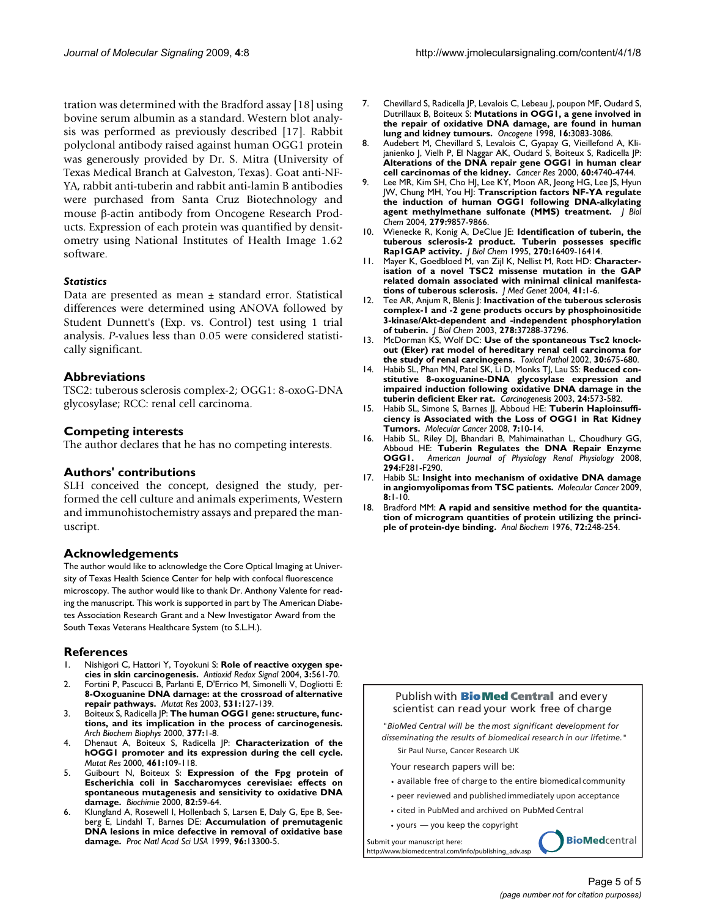tration was determined with the Bradford assay [18] using bovine serum albumin as a standard. Western blot analysis was performed as previously described [17]. Rabbit polyclonal antibody raised against human OGG1 protein was generously provided by Dr. S. Mitra (University of Texas Medical Branch at Galveston, Texas). Goat anti-NF-YA, rabbit anti-tuberin and rabbit anti-lamin B antibodies were purchased from Santa Cruz Biotechnology and mouse β-actin antibody from Oncogene Research Products. Expression of each protein was quantified by densitometry using National Institutes of Health Image 1.62 software.

### *Statistics*

Data are presented as mean ± standard error. Statistical differences were determined using ANOVA followed by Student Dunnett's (Exp. vs. Control) test using 1 trial analysis. *P*-values less than 0.05 were considered statistically significant.

## Abbreviations

TSC2: tuberous sclerosis complex-2; OGG1: 8-oxoG-DNA glycosylase; RCC: renal cell carcinoma.

## Competing interests

The author declares that he has no competing interests.

## Authors' contributions

SLH conceived the concept, designed the study, performed the cell culture and animals experiments, Western and immunohistochemistry assays and prepared the manuscript.

## Acknowledgements

The author would like to acknowledge the Core Optical Imaging at University of Texas Health Science Center for help with confocal fluorescence microscopy. The author would like to thank Dr. Anthony Valente for reading the manuscript. This work is supported in part by The American Diabetes Association Research Grant and a New Investigator Award from the South Texas Veterans Healthcare System (to S.L.H.).

## References

1. Nishigori C, Hattori Y, Toyokuni S: **Role of reactive oxygen species in skin carcinogenesis.** *Antioxid Redox Signal* 2004, **3:**561-70.
2. Fortini P, Pascucci B, Parlanti E, D'Errico M, Simonelli V, Dogliotti E: **8-Oxoguanine DNA damage: at the crossroad of alternative repair pathways.** *Mutat Res* 2003, **531:**127-139.
3. Boiteux S, Radicella JP: **The human OGG1 gene: structure, functions, and its implication in the process of carcinogenesis.** *Arch Biochem Biophys* 2000, **377:**1-8.
4. Dhenaut A, Boiteux S, Radicella JP: **Characterization of the hOGG1 promoter and its expression during the cell cycle.** *Mutat Res* 2000, **461:**109-118.
5. Guibourt N, Boiteux S: **Expression of the Fpg protein of Escherichia coli in Saccharomyces cerevisiae: effects on spontaneous mutagenesis and sensitivity to oxidative DNA damage.** *Biochimie* 2000, **82:**59-64.
6. Klungland A, Rosewell I, Hollenbach S, Larsen E, Daly G, Epe B, Seeberg E, Lindahl T, Barnes DE: **Accumulation of premutagenic DNA lesions in mice defective in removal of oxidative base damage.** *Proc Natl Acad Sci USA* 1999, **96:**13300-5.
7. Chevillard S, Radicella JP, Levalois C, Lebeau J, poupon MF, Oudard S, Dutrillaux B, Boiteux S: **Mutations in OGG1, a gene involved in the repair of oxidative DNA damage, are found in human lung and kidney tumours.** *Oncogene* 1998, **16:**3083-3086.
8. Audebert M, Chevillard S, Levalois C, Gyapay G, Vieillefond A, Klijanienko J, Vielh P, El Naggar AK, Oudard S, Boiteux S, Radicella JP: **Alterations of the DNA repair gene OGG1 in human clear cell carcinomas of the kidney.** *Cancer Res* 2000, **60:**4740-4744.
9. Lee MR, Kim SH, Cho HJ, Lee KY, Moon AR, Jeong HG, Lee JS, Hyun JW, Chung MH, You HJ: **Transcription factors NF-YA regulate the induction of human OGG1 following DNA-alkylating agent methylmethane sulfonate (MMS) treatment.** *J Biol Chem* 2004, **279:**9857-9866.
10. Wienecke R, Konig A, DeClue JE: **Identification of tuberin, the tuberous sclerosis-2 product. Tuberin possesses specific Rap1GAP activity.** *J Biol Chem* 1995, **270:**16409-16414.
11. Mayer K, Goedbloed M, van Zijl K, Nellist M, Rott HD: **Characterisation of a novel TSC2 missense mutation in the GAP related domain associated with minimal clinical manifestations of tuberous sclerosis.** *J Med Genet* 2004, **41:**1-6.
12. Tee AR, Anjum R, Blenis J: **Inactivation of the tuberous sclerosis complex-1 and -2 gene products occurs by phosphoinositide 3-kinase/Akt-dependent and -independent phosphorylation of tuberin.** *J Biol Chem* 2003, **278:**37288-37296.
13. McDorman KS, Wolf DC: **Use of the spontaneous Tsc2 knockout (Eker) rat model of hereditary renal cell carcinoma for the study of renal carcinogens.** *Toxicol Pathol* 2002, **30:**675-680.
14. Habib SL, Phan MN, Patel SK, Li D, Monks TJ, Lau SS: **Reduced constitutive 8-oxoguanine-DNA glycosylase expression and impaired induction following oxidative DNA damage in the tuberin deficient Eker rat.** *Carcinogenesis* 2003, **24:**573-582.
15. Habib SL, Simone S, Barnes JJ, Abboud HE: **Tuberin Haploinsufficiency is Associated with the Loss of OGG1 in Rat Kidney Tumors.** *Molecular Cancer* 2008, **7:**10-14.
16. Habib SL, Riley DJ, Bhandari B, Mahimainathan L, Choudhury GG, Abboud HE: **Tuberin Regulates the DNA Repair Enzyme OGG1.** *American Journal of Physiology Renal Physiology* 2008, **294:**F281-F290.
17. Habib SL: **Insight into mechanism of oxidative DNA damage in angiomyolipomas from TSC patients.** *Molecular Cancer* 2009, **8:**1-10.
18. Bradford MM: **A rapid and sensitive method for the quantitation of microgram quantities of protein utilizing the principle of protein-dye binding.** *Anal Biochem* 1976, **72:**248-254.

Publish with **BioMed Central** and every scientist can read your work free of charge

*"BioMed Central will be the most significant development for disseminating the results of biomedical research in our lifetime."*

Sir Paul Nurse, Cancer Research UK

Your research papers will be:

- available free of charge to the entire biomedical community
- peer reviewed and published immediately upon acceptance
- cited in PubMed and archived on PubMed Central
- yours — you keep the copyright

Submit your manuscript here:
http://www.biomedcentral.com/info/publishing_adv.asp

BioMedcentral